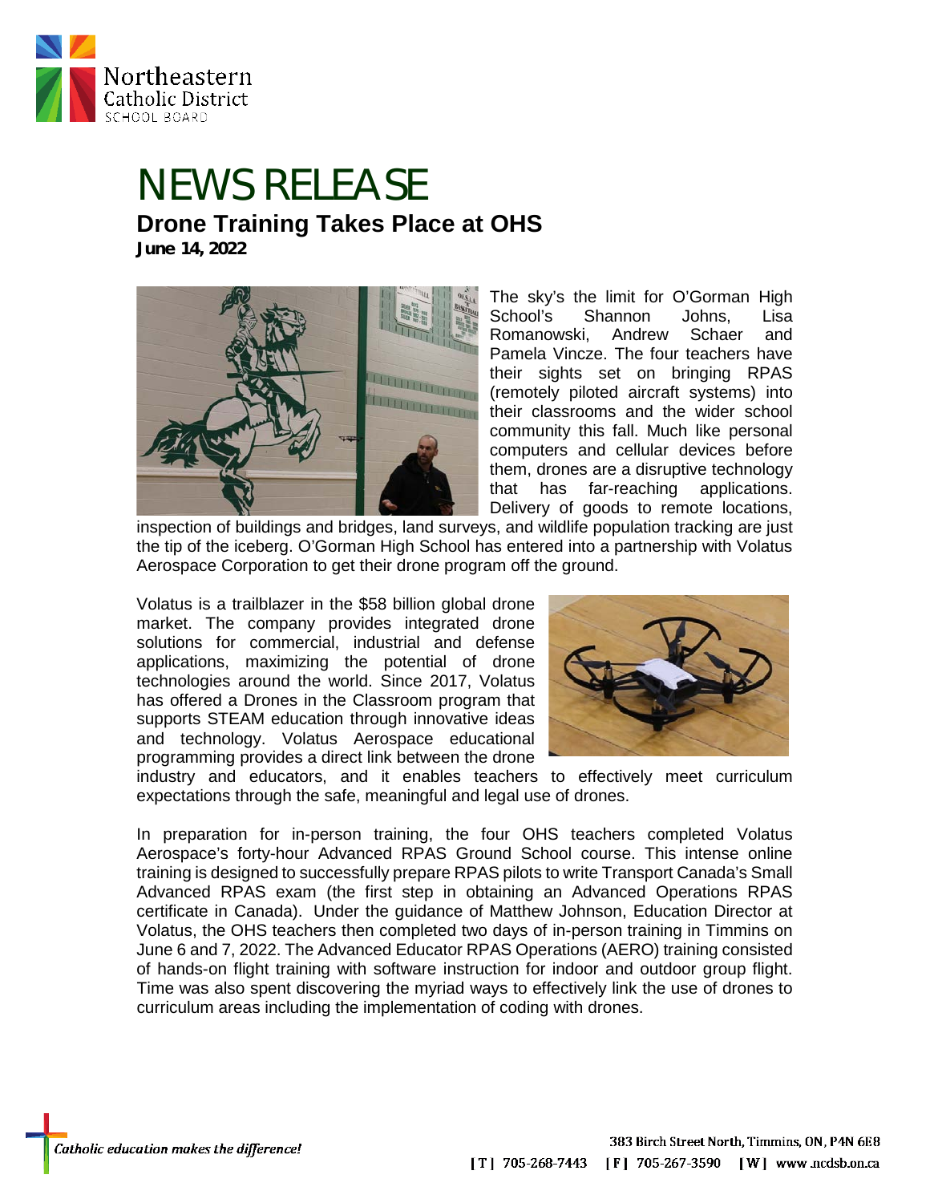Northeastern Catholic District SCHOOL BOARD

# NEWS RELEASE

## Drone Training Takes Place at OHS

**June 14, 2022**

The sky's the limit for O'Gorman High School's Shannon Johns, Lisa Romanowski, Andrew Schaer and Pamela Vincze. The four teachers have their sights set on bringing RPAS (remotely piloted aircraft systems) into their classrooms and the wider school community this fall. Much like personal computers and cellular devices before them, drones are a disruptive technology that has far-reaching applications. Delivery of goods to remote locations, inspection of buildings and bridges, land surveys, and wildlife population tracking are just the tip of the iceberg. O'Gorman High School has entered into a partnership with Volatus Aerospace Corporation to get their drone program off the ground.

Volatus is a trailblazer in the $58 billion global drone market. The company provides integrated drone solutions for commercial, industrial and defense applications, maximizing the potential of drone technologies around the world. Since 2017, Volatus has offered a Drones in the Classroom program that supports STEAM education through innovative ideas and technology. Volatus Aerospace educational programming provides a direct link between the drone industry and educators, and it enables teachers to effectively meet curriculum expectations through the safe, meaningful and legal use of drones.

In preparation for in-person training, the four OHS teachers completed Volatus Aerospace's forty-hour Advanced RPAS Ground School course. This intense online training is designed to successfully prepare RPAS pilots to write Transport Canada's Small Advanced RPAS exam (the first step in obtaining an Advanced Operations RPAS certificate in Canada). Under the guidance of Matthew Johnson, Education Director at Volatus, the OHS teachers then completed two days of in-person training in Timmins on June 6 and 7, 2022. The Advanced Educator RPAS Operations (AERO) training consisted of hands-on flight training with software instruction for indoor and outdoor group flight. Time was also spent discovering the myriad ways to effectively link the use of drones to curriculum areas including the implementation of coding with drones.

*Catholic education makes the difference!*

383 Birch Street North, Timmins, ON, P4N 6E8
| T | 705-268-7443 | F | 705-267-3590 | W | www.ncdsb.on.ca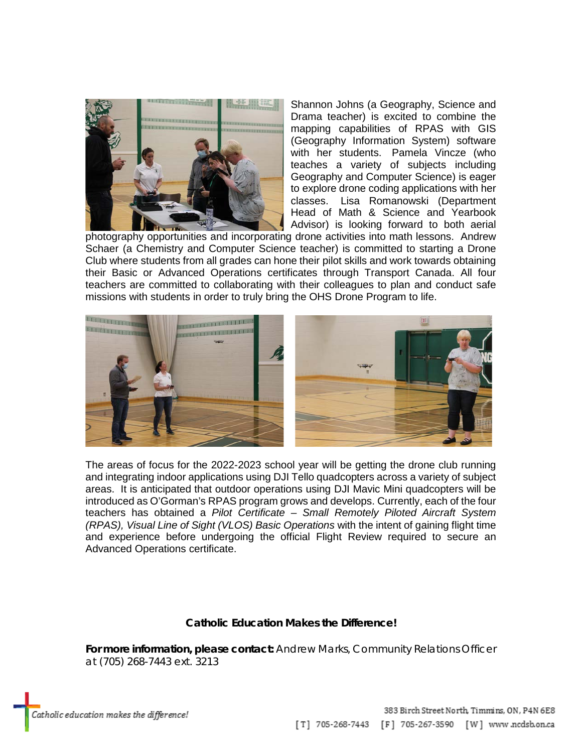Shannon Johns (a Geography, Science and Drama teacher) is excited to combine the mapping capabilities of RPAS with GIS (Geography Information System) software with her students. Pamela Vincze (who teaches a variety of subjects including Geography and Computer Science) is eager to explore drone coding applications with her classes. Lisa Romanowski (Department Head of Math & Science and Yearbook Advisor) is looking forward to both aerial photography opportunities and incorporating drone activities into math lessons. Andrew Schaer (a Chemistry and Computer Science teacher) is committed to starting a Drone Club where students from all grades can hone their pilot skills and work towards obtaining their Basic or Advanced Operations certificates through Transport Canada. All four teachers are committed to collaborating with their colleagues to plan and conduct safe missions with students in order to truly bring the OHS Drone Program to life.

The areas of focus for the 2022-2023 school year will be getting the drone club running and integrating indoor applications using DJI Tello quadcopters across a variety of subject areas. It is anticipated that outdoor operations using DJI Mavic Mini quadcopters will be introduced as O'Gorman's RPAS program grows and develops. Currently, each of the four teachers has obtained a *Pilot Certificate – Small Remotely Piloted Aircraft System (RPAS), Visual Line of Sight (VLOS) Basic Operations* with the intent of gaining flight time and experience before undergoing the official Flight Review required to secure an Advanced Operations certificate.

**Catholic Education Makes the Difference!**

**For more information, please contact:** Andrew Marks, Community Relations Officer at (705) 268-7443 ext. 3213

Catholic education makes the difference!

383 Birch Street North, Timmins, ON, P4N 6E8
[T] 705-268-7443 [F] 705-267-3590 [W] www.ncdsb.on.ca